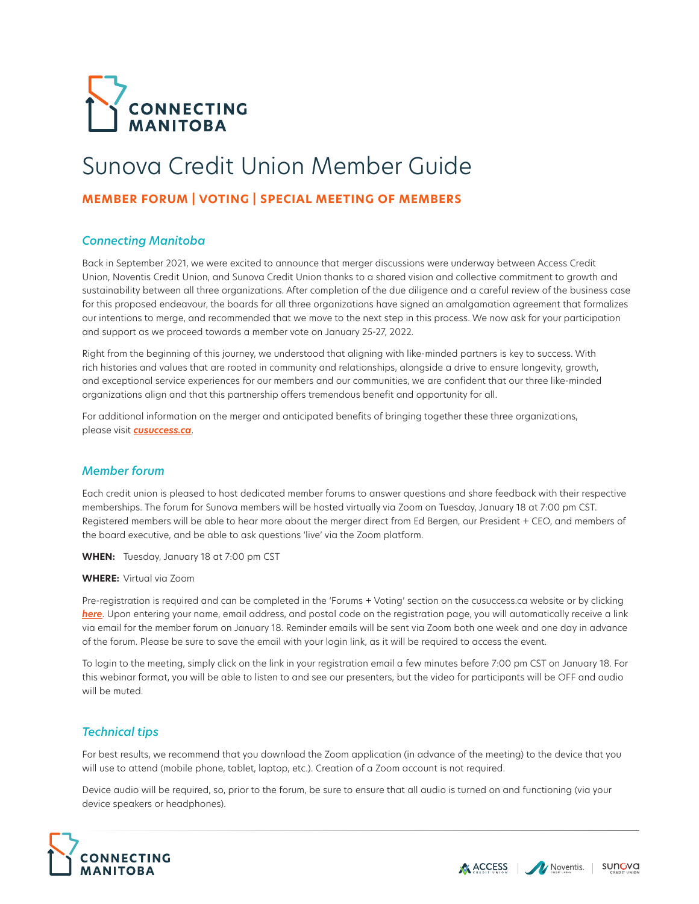CONNECTING MANITOBA

# Sunova Credit Union Member Guide

**MEMBER FORUM | VOTING | SPECIAL MEETING OF MEMBERS**

## *Connecting Manitoba*

Back in September 2021, we were excited to announce that merger discussions were underway between Access Credit Union, Noventis Credit Union, and Sunova Credit Union thanks to a shared vision and collective commitment to growth and sustainability between all three organizations. After completion of the due diligence and a careful review of the business case for this proposed endeavour, the boards for all three organizations have signed an amalgamation agreement that formalizes our intentions to merge, and recommended that we move to the next step in this process. We now ask for your participation and support as we proceed towards a member vote on January 25-27, 2022.

Right from the beginning of this journey, we understood that aligning with like-minded partners is key to success. With rich histories and values that are rooted in community and relationships, alongside a drive to ensure longevity, growth, and exceptional service experiences for our members and our communities, we are confident that our three like-minded organizations align and that this partnership offers tremendous benefit and opportunity for all.

For additional information on the merger and anticipated benefits of bringing together these three organizations, please visit ***cusuccess.ca***.

## *Member forum*

Each credit union is pleased to host dedicated member forums to answer questions and share feedback with their respective memberships. The forum for Sunova members will be hosted virtually via Zoom on Tuesday, January 18 at 7:00 pm CST. Registered members will be able to hear more about the merger direct from Ed Bergen, our President + CEO, and members of the board executive, and be able to ask questions 'live' via the Zoom platform.

**WHEN:** Tuesday, January 18 at 7:00 pm CST

**WHERE:** Virtual via Zoom

Pre-registration is required and can be completed in the 'Forums + Voting' section on the cusuccess.ca website or by clicking ***here***. Upon entering your name, email address, and postal code on the registration page, you will automatically receive a link via email for the member forum on January 18. Reminder emails will be sent via Zoom both one week and one day in advance of the forum. Please be sure to save the email with your login link, as it will be required to access the event.

To login to the meeting, simply click on the link in your registration email a few minutes before 7:00 pm CST on January 18. For this webinar format, you will be able to listen to and see our presenters, but the video for participants will be OFF and audio will be muted.

## *Technical tips*

For best results, we recommend that you download the Zoom application (in advance of the meeting) to the device that you will use to attend (mobile phone, tablet, laptop, etc.). Creation of a Zoom account is not required.

Device audio will be required, so, prior to the forum, be sure to ensure that all audio is turned on and functioning (via your device speakers or headphones).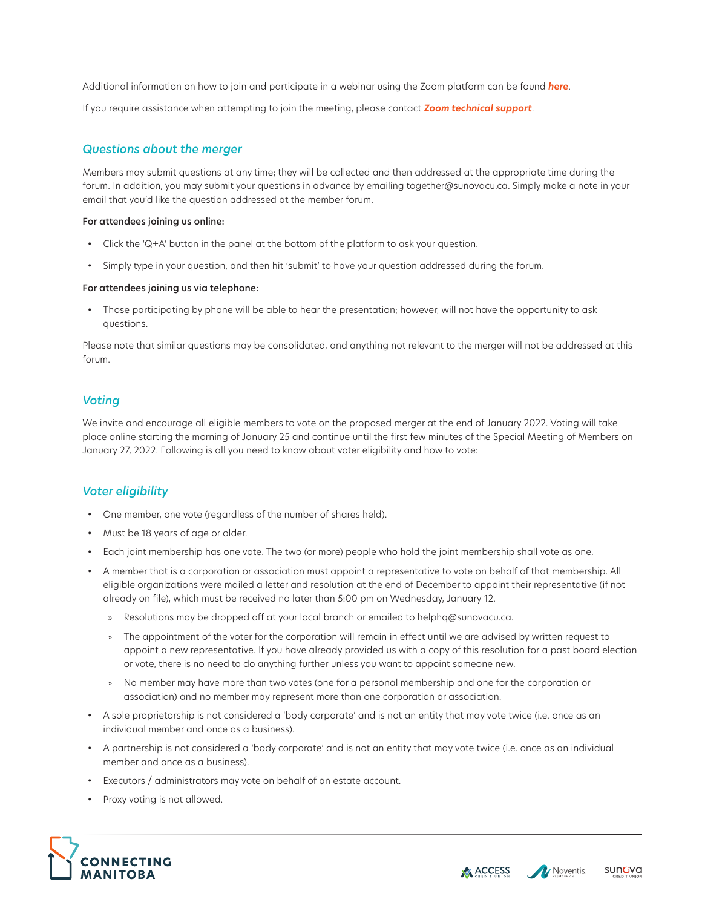Additional information on how to join and participate in a webinar using the Zoom platform can be found ***here***.

If you require assistance when attempting to join the meeting, please contact ***Zoom technical support***.

## *Questions about the merger*

Members may submit questions at any time; they will be collected and then addressed at the appropriate time during the forum. In addition, you may submit your questions in advance by emailing together@sunovacu.ca. Simply make a note in your email that you'd like the question addressed at the member forum.

**For attendees joining us online:**

- Click the 'Q+A' button in the panel at the bottom of the platform to ask your question.
- Simply type in your question, and then hit 'submit' to have your question addressed during the forum.

**For attendees joining us via telephone:**

- Those participating by phone will be able to hear the presentation; however, will not have the opportunity to ask questions.

Please note that similar questions may be consolidated, and anything not relevant to the merger will not be addressed at this forum.

## *Voting*

We invite and encourage all eligible members to vote on the proposed merger at the end of January 2022. Voting will take place online starting the morning of January 25 and continue until the first few minutes of the Special Meeting of Members on January 27, 2022. Following is all you need to know about voter eligibility and how to vote:

## *Voter eligibility*

- One member, one vote (regardless of the number of shares held).
- Must be 18 years of age or older.
- Each joint membership has one vote. The two (or more) people who hold the joint membership shall vote as one.
- A member that is a corporation or association must appoint a representative to vote on behalf of that membership. All eligible organizations were mailed a letter and resolution at the end of December to appoint their representative (if not already on file), which must be received no later than 5:00 pm on Wednesday, January 12.
  - Resolutions may be dropped off at your local branch or emailed to helphq@sunovacu.ca.
  - The appointment of the voter for the corporation will remain in effect until we are advised by written request to appoint a new representative. If you have already provided us with a copy of this resolution for a past board election or vote, there is no need to do anything further unless you want to appoint someone new.
  - No member may have more than two votes (one for a personal membership and one for the corporation or association) and no member may represent more than one corporation or association.
- A sole proprietorship is not considered a 'body corporate' and is not an entity that may vote twice (i.e. once as an individual member and once as a business).
- A partnership is not considered a 'body corporate' and is not an entity that may vote twice (i.e. once as an individual member and once as a business).
- Executors / administrators may vote on behalf of an estate account.
- Proxy voting is not allowed.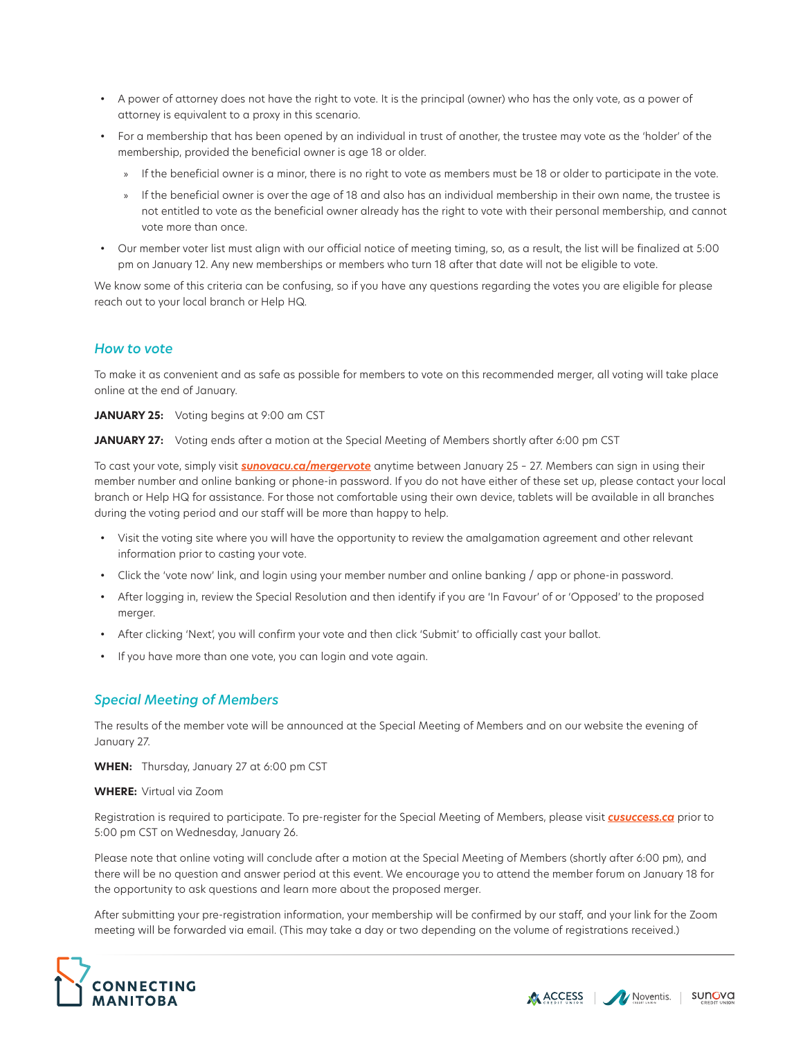- A power of attorney does not have the right to vote. It is the principal (owner) who has the only vote, as a power of attorney is equivalent to a proxy in this scenario.
- For a membership that has been opened by an individual in trust of another, the trustee may vote as the 'holder' of the membership, provided the beneficial owner is age 18 or older.
  - If the beneficial owner is a minor, there is no right to vote as members must be 18 or older to participate in the vote.
  - If the beneficial owner is over the age of 18 and also has an individual membership in their own name, the trustee is not entitled to vote as the beneficial owner already has the right to vote with their personal membership, and cannot vote more than once.
- Our member voter list must align with our official notice of meeting timing, so, as a result, the list will be finalized at 5:00 pm on January 12. Any new memberships or members who turn 18 after that date will not be eligible to vote.

We know some of this criteria can be confusing, so if you have any questions regarding the votes you are eligible for please reach out to your local branch or Help HQ.

## *How to vote*

To make it as convenient and as safe as possible for members to vote on this recommended merger, all voting will take place online at the end of January.

**JANUARY 25:** Voting begins at 9:00 am CST

**JANUARY 27:** Voting ends after a motion at the Special Meeting of Members shortly after 6:00 pm CST

To cast your vote, simply visit ***sunovacu.ca/mergervote*** anytime between January 25 – 27. Members can sign in using their member number and online banking or phone-in password. If you do not have either of these set up, please contact your local branch or Help HQ for assistance. For those not comfortable using their own device, tablets will be available in all branches during the voting period and our staff will be more than happy to help.

- Visit the voting site where you will have the opportunity to review the amalgamation agreement and other relevant information prior to casting your vote.
- Click the 'vote now' link, and login using your member number and online banking / app or phone-in password.
- After logging in, review the Special Resolution and then identify if you are 'In Favour' of or 'Opposed' to the proposed merger.
- After clicking 'Next', you will confirm your vote and then click 'Submit' to officially cast your ballot.
- If you have more than one vote, you can login and vote again.

## *Special Meeting of Members*

The results of the member vote will be announced at the Special Meeting of Members and on our website the evening of January 27.

**WHEN:** Thursday, January 27 at 6:00 pm CST

**WHERE:** Virtual via Zoom

Registration is required to participate. To pre-register for the Special Meeting of Members, please visit ***cusuccess.ca*** prior to 5:00 pm CST on Wednesday, January 26.

Please note that online voting will conclude after a motion at the Special Meeting of Members (shortly after 6:00 pm), and there will be no question and answer period at this event. We encourage you to attend the member forum on January 18 for the opportunity to ask questions and learn more about the proposed merger.

After submitting your pre-registration information, your membership will be confirmed by our staff, and your link for the Zoom meeting will be forwarded via email. (This may take a day or two depending on the volume of registrations received.)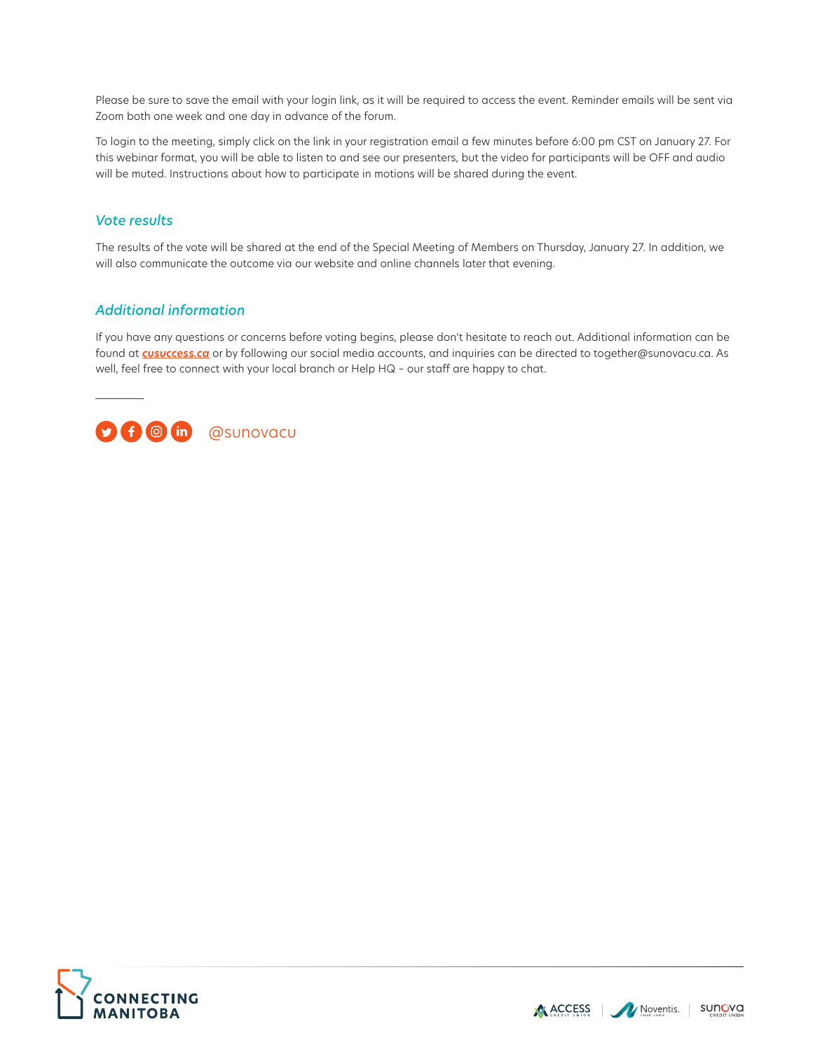Please be sure to save the email with your login link, as it will be required to access the event. Reminder emails will be sent via Zoom both one week and one day in advance of the forum.

To login to the meeting, simply click on the link in your registration email a few minutes before 6:00 pm CST on January 27. For this webinar format, you will be able to listen to and see our presenters, but the video for participants will be OFF and audio will be muted. Instructions about how to participate in motions will be shared during the event.

## *Vote results*

The results of the vote will be shared at the end of the Special Meeting of Members on Thursday, January 27. In addition, we will also communicate the outcome via our website and online channels later that evening.

## *Additional information*

If you have any questions or concerns before voting begins, please don't hesitate to reach out. Additional information can be found at ***cusuccess.ca*** or by following our social media accounts, and inquiries can be directed to together@sunovacu.ca. As well, feel free to connect with your local branch or Help HQ – our staff are happy to chat.

---

@sunovacu

CONNECTING MANITOBA

ACCESS CREDIT UNION | Noventis. CREDIT UNION | sunova CREDIT UNION